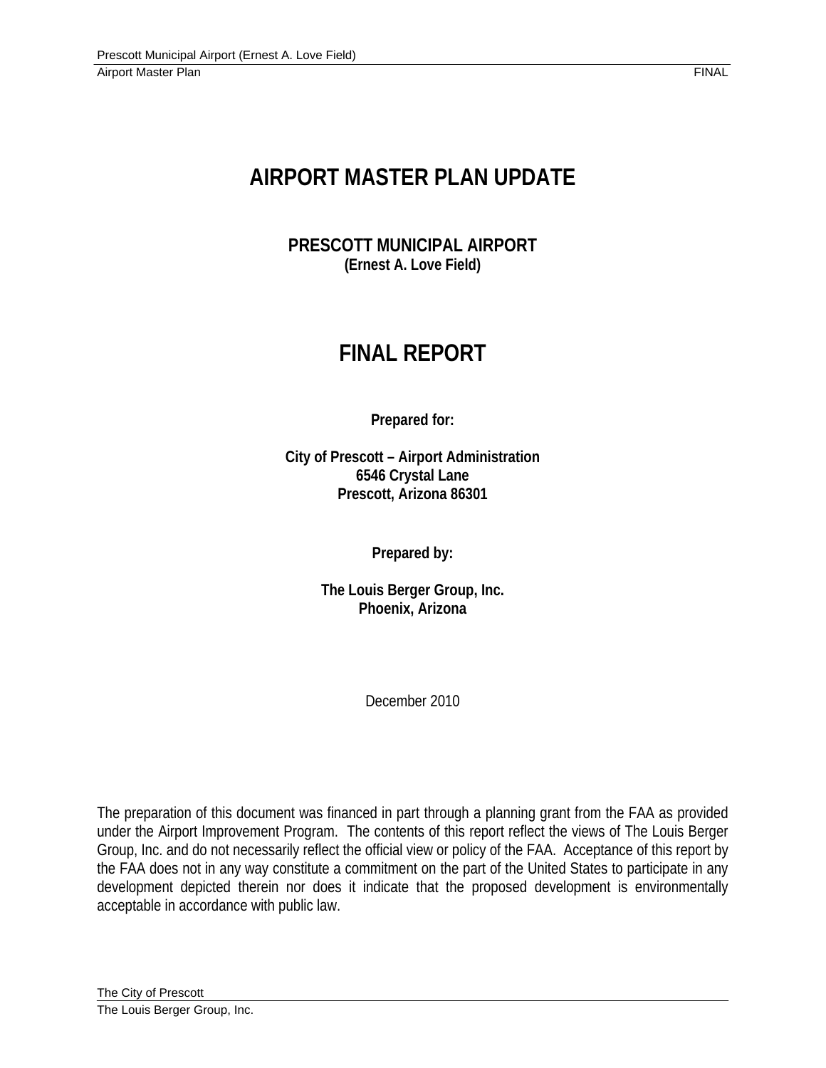# AIRPORT MASTER PLAN UPDATE

## PRESCOTT MUNICIPAL AIRPORT
**(Ernest A. Love Field)**

# FINAL REPORT

**Prepared for:**

**City of Prescott – Airport Administration**
**6546 Crystal Lane**
**Prescott, Arizona 86301**

**Prepared by:**

**The Louis Berger Group, Inc.**
**Phoenix, Arizona**

December 2010

The preparation of this document was financed in part through a planning grant from the FAA as provided under the Airport Improvement Program. The contents of this report reflect the views of The Louis Berger Group, Inc. and do not necessarily reflect the official view or policy of the FAA. Acceptance of this report by the FAA does not in any way constitute a commitment on the part of the United States to participate in any development depicted therein nor does it indicate that the proposed development is environmentally acceptable in accordance with public law.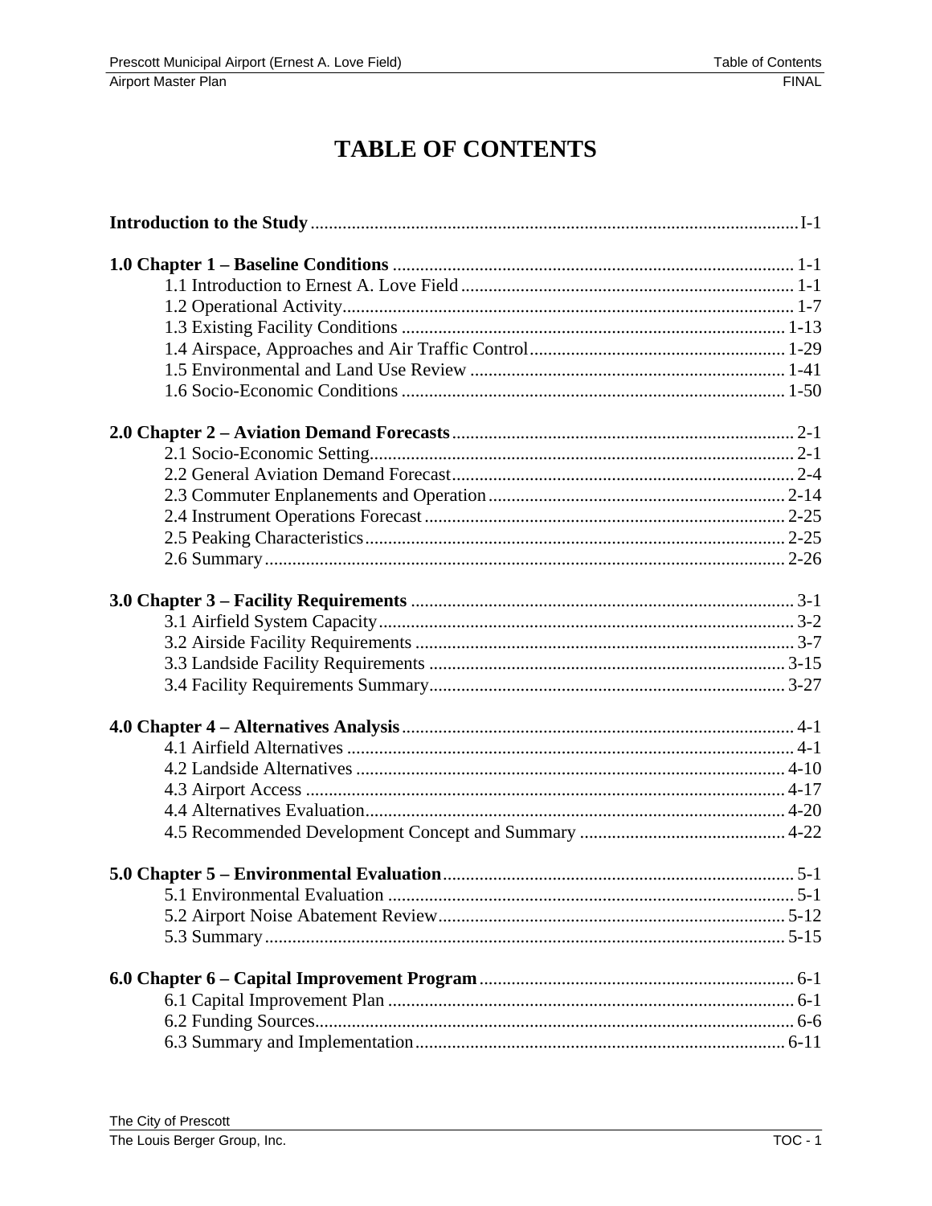# TABLE OF CONTENTS

**Introduction to the Study** ........ I-1

**1.0 Chapter 1 – Baseline Conditions** ........ 1-1

- 1.1 Introduction to Ernest A. Love Field ........ 1-1
- 1.2 Operational Activity ........ 1-7
- 1.3 Existing Facility Conditions ........ 1-13
- 1.4 Airspace, Approaches and Air Traffic Control ........ 1-29
- 1.5 Environmental and Land Use Review ........ 1-41
- 1.6 Socio-Economic Conditions ........ 1-50

**2.0 Chapter 2 – Aviation Demand Forecasts** ........ 2-1

- 2.1 Socio-Economic Setting ........ 2-1
- 2.2 General Aviation Demand Forecast ........ 2-4
- 2.3 Commuter Enplanements and Operation ........ 2-14
- 2.4 Instrument Operations Forecast ........ 2-25
- 2.5 Peaking Characteristics ........ 2-25
- 2.6 Summary ........ 2-26

**3.0 Chapter 3 – Facility Requirements** ........ 3-1

- 3.1 Airfield System Capacity ........ 3-2
- 3.2 Airside Facility Requirements ........ 3-7
- 3.3 Landside Facility Requirements ........ 3-15
- 3.4 Facility Requirements Summary ........ 3-27

**4.0 Chapter 4 – Alternatives Analysis** ........ 4-1

- 4.1 Airfield Alternatives ........ 4-1
- 4.2 Landside Alternatives ........ 4-10
- 4.3 Airport Access ........ 4-17
- 4.4 Alternatives Evaluation ........ 4-20
- 4.5 Recommended Development Concept and Summary ........ 4-22

**5.0 Chapter 5 – Environmental Evaluation** ........ 5-1

- 5.1 Environmental Evaluation ........ 5-1
- 5.2 Airport Noise Abatement Review ........ 5-12
- 5.3 Summary ........ 5-15

**6.0 Chapter 6 – Capital Improvement Program** ........ 6-1

- 6.1 Capital Improvement Plan ........ 6-1
- 6.2 Funding Sources ........ 6-6
- 6.3 Summary and Implementation ........ 6-11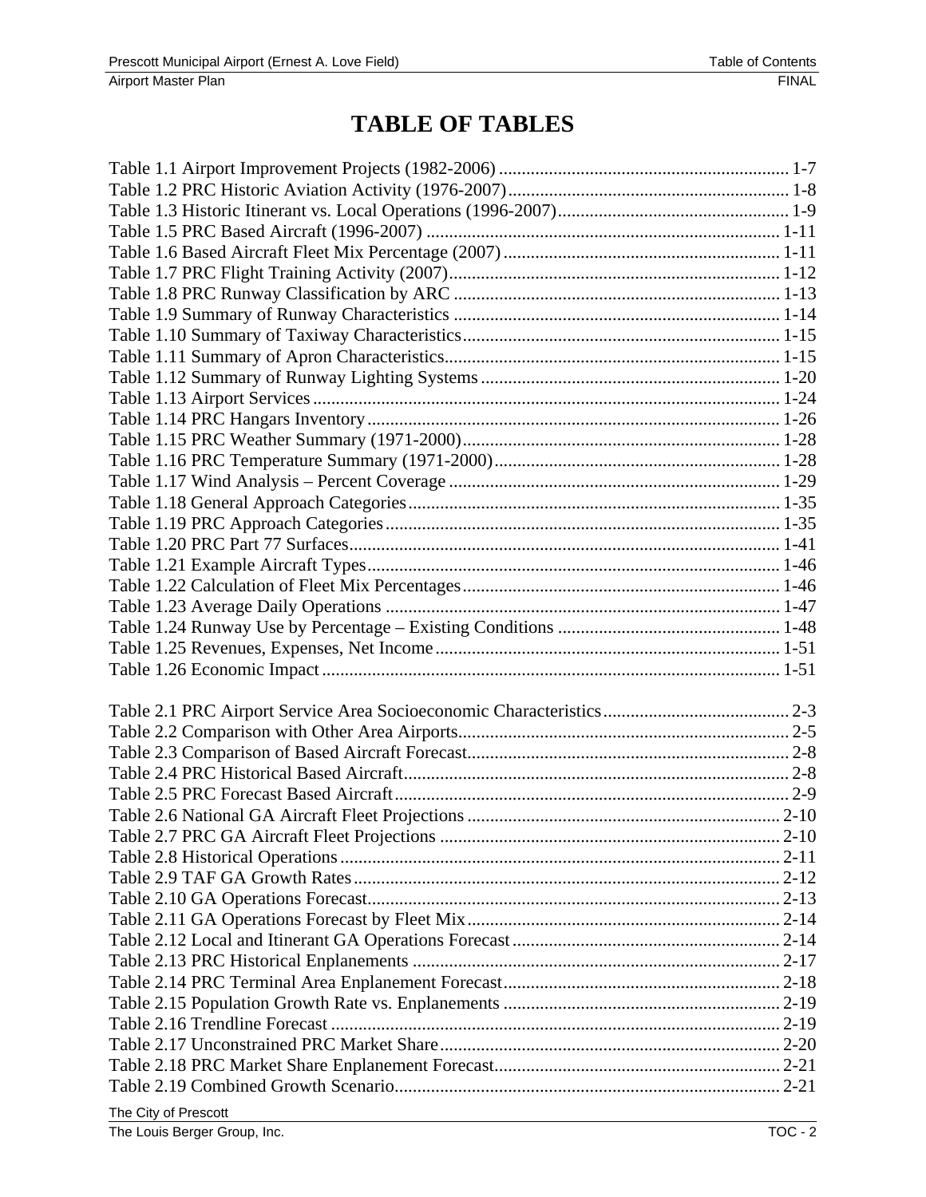# TABLE OF TABLES

Table 1.1 Airport Improvement Projects (1982-2006) ... 1-7
Table 1.2 PRC Historic Aviation Activity (1976-2007) ... 1-8
Table 1.3 Historic Itinerant vs. Local Operations (1996-2007) ... 1-9
Table 1.5 PRC Based Aircraft (1996-2007) ... 1-11
Table 1.6 Based Aircraft Fleet Mix Percentage (2007) ... 1-11
Table 1.7 PRC Flight Training Activity (2007) ... 1-12
Table 1.8 PRC Runway Classification by ARC ... 1-13
Table 1.9 Summary of Runway Characteristics ... 1-14
Table 1.10 Summary of Taxiway Characteristics ... 1-15
Table 1.11 Summary of Apron Characteristics ... 1-15
Table 1.12 Summary of Runway Lighting Systems ... 1-20
Table 1.13 Airport Services ... 1-24
Table 1.14 PRC Hangars Inventory ... 1-26
Table 1.15 PRC Weather Summary (1971-2000) ... 1-28
Table 1.16 PRC Temperature Summary (1971-2000) ... 1-28
Table 1.17 Wind Analysis – Percent Coverage ... 1-29
Table 1.18 General Approach Categories ... 1-35
Table 1.19 PRC Approach Categories ... 1-35
Table 1.20 PRC Part 77 Surfaces ... 1-41
Table 1.21 Example Aircraft Types ... 1-46
Table 1.22 Calculation of Fleet Mix Percentages ... 1-46
Table 1.23 Average Daily Operations ... 1-47
Table 1.24 Runway Use by Percentage – Existing Conditions ... 1-48
Table 1.25 Revenues, Expenses, Net Income ... 1-51
Table 1.26 Economic Impact ... 1-51

Table 2.1 PRC Airport Service Area Socioeconomic Characteristics ... 2-3
Table 2.2 Comparison with Other Area Airports ... 2-5
Table 2.3 Comparison of Based Aircraft Forecast ... 2-8
Table 2.4 PRC Historical Based Aircraft ... 2-8
Table 2.5 PRC Forecast Based Aircraft ... 2-9
Table 2.6 National GA Aircraft Fleet Projections ... 2-10
Table 2.7 PRC GA Aircraft Fleet Projections ... 2-10
Table 2.8 Historical Operations ... 2-11
Table 2.9 TAF GA Growth Rates ... 2-12
Table 2.10 GA Operations Forecast ... 2-13
Table 2.11 GA Operations Forecast by Fleet Mix ... 2-14
Table 2.12 Local and Itinerant GA Operations Forecast ... 2-14
Table 2.13 PRC Historical Enplanements ... 2-17
Table 2.14 PRC Terminal Area Enplanement Forecast ... 2-18
Table 2.15 Population Growth Rate vs. Enplanements ... 2-19
Table 2.16 Trendline Forecast ... 2-19
Table 2.17 Unconstrained PRC Market Share ... 2-20
Table 2.18 PRC Market Share Enplanement Forecast ... 2-21
Table 2.19 Combined Growth Scenario ... 2-21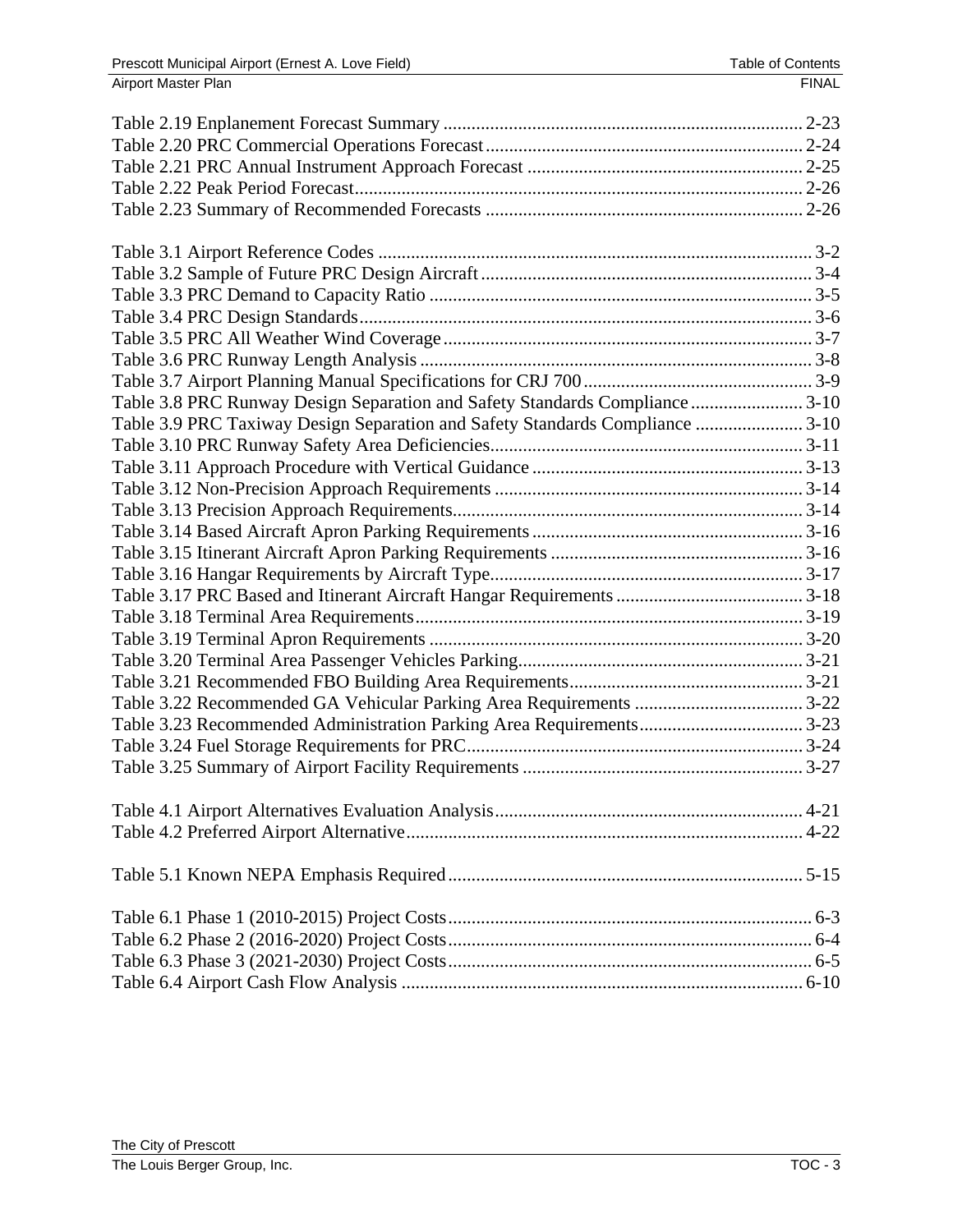Table 2.19 Enplanement Forecast Summary ............................................................................ 2-23
Table 2.20 PRC Commercial Operations Forecast ................................................................... 2-24
Table 2.21 PRC Annual Instrument Approach Forecast ........................................................... 2-25
Table 2.22 Peak Period Forecast ............................................................................................. 2-26
Table 2.23 Summary of Recommended Forecasts ................................................................... 2-26

Table 3.1 Airport Reference Codes ............................................................................................ 3-2
Table 3.2 Sample of Future PRC Design Aircraft ...................................................................... 3-4
Table 3.3 PRC Demand to Capacity Ratio ................................................................................. 3-5
Table 3.4 PRC Design Standards ................................................................................................ 3-6
Table 3.5 PRC All Weather Wind Coverage .............................................................................. 3-7
Table 3.6 PRC Runway Length Analysis ................................................................................... 3-8
Table 3.7 Airport Planning Manual Specifications for CRJ 700 ................................................. 3-9
Table 3.8 PRC Runway Design Separation and Safety Standards Compliance ........................ 3-10
Table 3.9 PRC Taxiway Design Separation and Safety Standards Compliance ....................... 3-10
Table 3.10 PRC Runway Safety Area Deficiencies .................................................................. 3-11
Table 3.11 Approach Procedure with Vertical Guidance .......................................................... 3-13
Table 3.12 Non-Precision Approach Requirements .................................................................. 3-14
Table 3.13 Precision Approach Requirements .......................................................................... 3-14
Table 3.14 Based Aircraft Apron Parking Requirements .......................................................... 3-16
Table 3.15 Itinerant Aircraft Apron Parking Requirements ...................................................... 3-16
Table 3.16 Hangar Requirements by Aircraft Type .................................................................. 3-17
Table 3.17 PRC Based and Itinerant Aircraft Hangar Requirements ........................................ 3-18
Table 3.18 Terminal Area Requirements .................................................................................. 3-19
Table 3.19 Terminal Apron Requirements ................................................................................ 3-20
Table 3.20 Terminal Area Passenger Vehicles Parking ............................................................. 3-21
Table 3.21 Recommended FBO Building Area Requirements .................................................. 3-21
Table 3.22 Recommended GA Vehicular Parking Area Requirements .................................... 3-22
Table 3.23 Recommended Administration Parking Area Requirements ................................... 3-23
Table 3.24 Fuel Storage Requirements for PRC ....................................................................... 3-24
Table 3.25 Summary of Airport Facility Requirements ............................................................ 3-27

Table 4.1 Airport Alternatives Evaluation Analysis .................................................................. 4-21
Table 4.2 Preferred Airport Alternative ..................................................................................... 4-22

Table 5.1 Known NEPA Emphasis Required ............................................................................ 5-15

Table 6.1 Phase 1 (2010-2015) Project Costs ............................................................................. 6-3
Table 6.2 Phase 2 (2016-2020) Project Costs ............................................................................. 6-4
Table 6.3 Phase 3 (2021-2030) Project Costs ............................................................................. 6-5
Table 6.4 Airport Cash Flow Analysis ...................................................................................... 6-10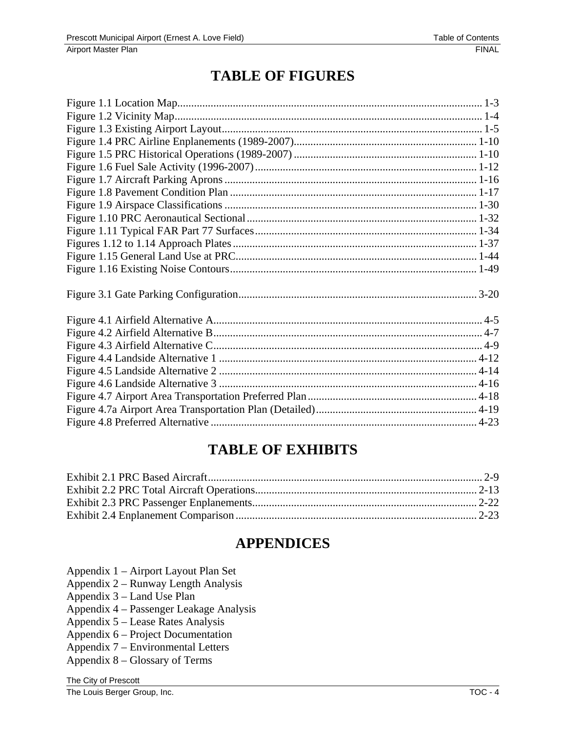# TABLE OF FIGURES

Figure 1.1 Location Map............................................................................................................ 1-3
Figure 1.2 Vicinity Map............................................................................................................ 1-4
Figure 1.3 Existing Airport Layout............................................................................................ 1-5
Figure 1.4 PRC Airline Enplanements (1989-2007)................................................................. 1-10
Figure 1.5 PRC Historical Operations (1989-2007) ................................................................. 1-10
Figure 1.6 Fuel Sale Activity (1996-2007)............................................................................... 1-12
Figure 1.7 Aircraft Parking Aprons.......................................................................................... 1-16
Figure 1.8 Pavement Condition Plan........................................................................................ 1-17
Figure 1.9 Airspace Classifications.......................................................................................... 1-30
Figure 1.10 PRC Aeronautical Sectional.................................................................................. 1-32
Figure 1.11 Typical FAR Part 77 Surfaces............................................................................... 1-34
Figures 1.12 to 1.14 Approach Plates....................................................................................... 1-37
Figure 1.15 General Land Use at PRC...................................................................................... 1-44
Figure 1.16 Existing Noise Contours........................................................................................ 1-49

Figure 3.1 Gate Parking Configuration..................................................................................... 3-20

Figure 4.1 Airfield Alternative A............................................................................................... 4-5
Figure 4.2 Airfield Alternative B............................................................................................... 4-7
Figure 4.3 Airfield Alternative C............................................................................................... 4-9
Figure 4.4 Landside Alternative 1 ............................................................................................ 4-12
Figure 4.5 Landside Alternative 2 ............................................................................................ 4-14
Figure 4.6 Landside Alternative 3 ............................................................................................ 4-16
Figure 4.7 Airport Area Transportation Preferred Plan............................................................ 4-18
Figure 4.7a Airport Area Transportation Plan (Detailed)......................................................... 4-19
Figure 4.8 Preferred Alternative .............................................................................................. 4-23

# TABLE OF EXHIBITS

Exhibit 2.1 PRC Based Aircraft................................................................................................. 2-9
Exhibit 2.2 PRC Total Aircraft Operations............................................................................... 2-13
Exhibit 2.3 PRC Passenger Enplanements................................................................................ 2-22
Exhibit 2.4 Enplanement Comparison...................................................................................... 2-23

# APPENDICES

Appendix 1 – Airport Layout Plan Set
Appendix 2 – Runway Length Analysis
Appendix 3 – Land Use Plan
Appendix 4 – Passenger Leakage Analysis
Appendix 5 – Lease Rates Analysis
Appendix 6 – Project Documentation
Appendix 7 – Environmental Letters
Appendix 8 – Glossary of Terms